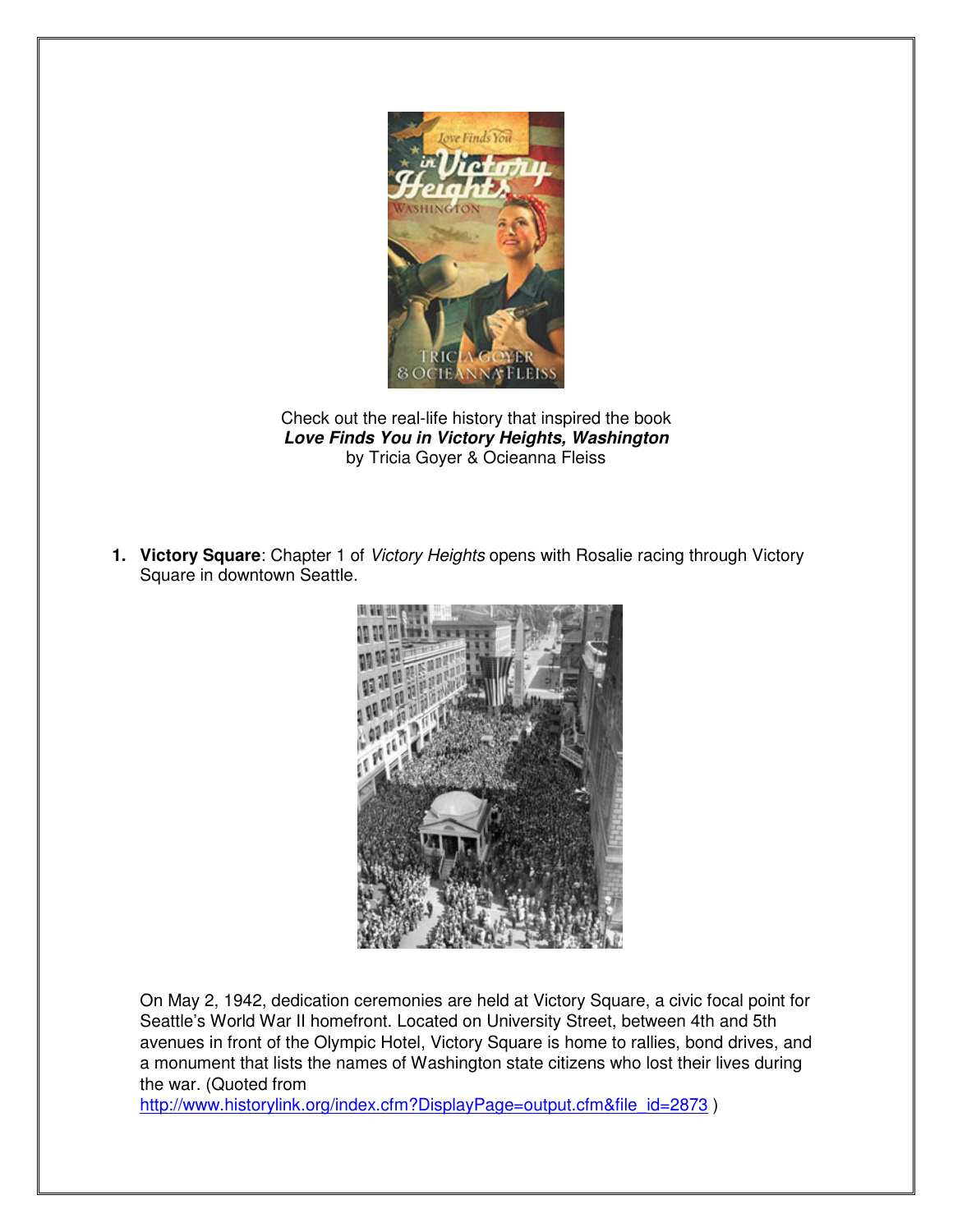Check out the real-life history that inspired the book
***Love Finds You in Victory Heights, Washington***
by Tricia Goyer & Ocieanna Fleiss

1. **Victory Square**: Chapter 1 of *Victory Heights* opens with Rosalie racing through Victory Square in downtown Seattle.

   On May 2, 1942, dedication ceremonies are held at Victory Square, a civic focal point for Seattle's World War II homefront. Located on University Street, between 4th and 5th avenues in front of the Olympic Hotel, Victory Square is home to rallies, bond drives, and a monument that lists the names of Washington state citizens who lost their lives during the war. (Quoted from http://www.historylink.org/index.cfm?DisplayPage=output.cfm&file_id=2873 )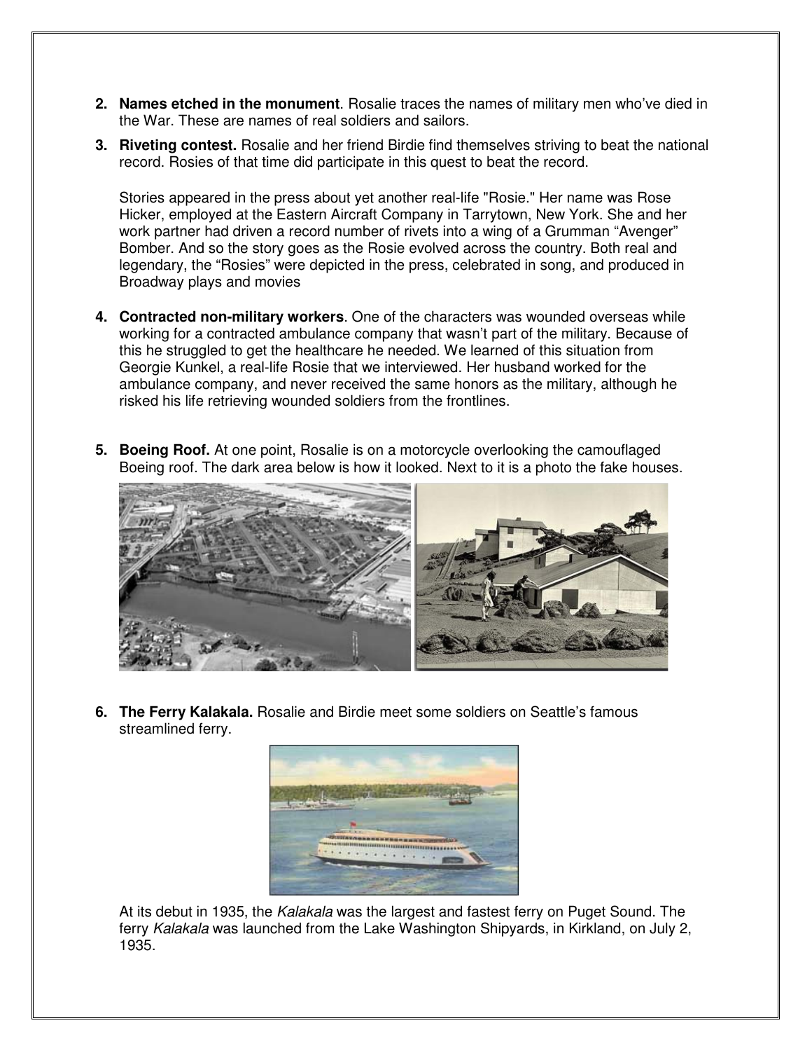2. **Names etched in the monument**. Rosalie traces the names of military men who've died in the War. These are names of real soldiers and sailors.

3. **Riveting contest.** Rosalie and her friend Birdie find themselves striving to beat the national record. Rosies of that time did participate in this quest to beat the record.

   Stories appeared in the press about yet another real-life "Rosie." Her name was Rose Hicker, employed at the Eastern Aircraft Company in Tarrytown, New York. She and her work partner had driven a record number of rivets into a wing of a Grumman "Avenger" Bomber. And so the story goes as the Rosie evolved across the country. Both real and legendary, the "Rosies" were depicted in the press, celebrated in song, and produced in Broadway plays and movies

4. **Contracted non-military workers**. One of the characters was wounded overseas while working for a contracted ambulance company that wasn't part of the military. Because of this he struggled to get the healthcare he needed. We learned of this situation from Georgie Kunkel, a real-life Rosie that we interviewed. Her husband worked for the ambulance company, and never received the same honors as the military, although he risked his life retrieving wounded soldiers from the frontlines.

5. **Boeing Roof.** At one point, Rosalie is on a motorcycle overlooking the camouflaged Boeing roof. The dark area below is how it looked. Next to it is a photo the fake houses.

6. **The Ferry Kalakala.** Rosalie and Birdie meet some soldiers on Seattle's famous streamlined ferry.

   At its debut in 1935, the *Kalakala* was the largest and fastest ferry on Puget Sound. The ferry *Kalakala* was launched from the Lake Washington Shipyards, in Kirkland, on July 2, 1935.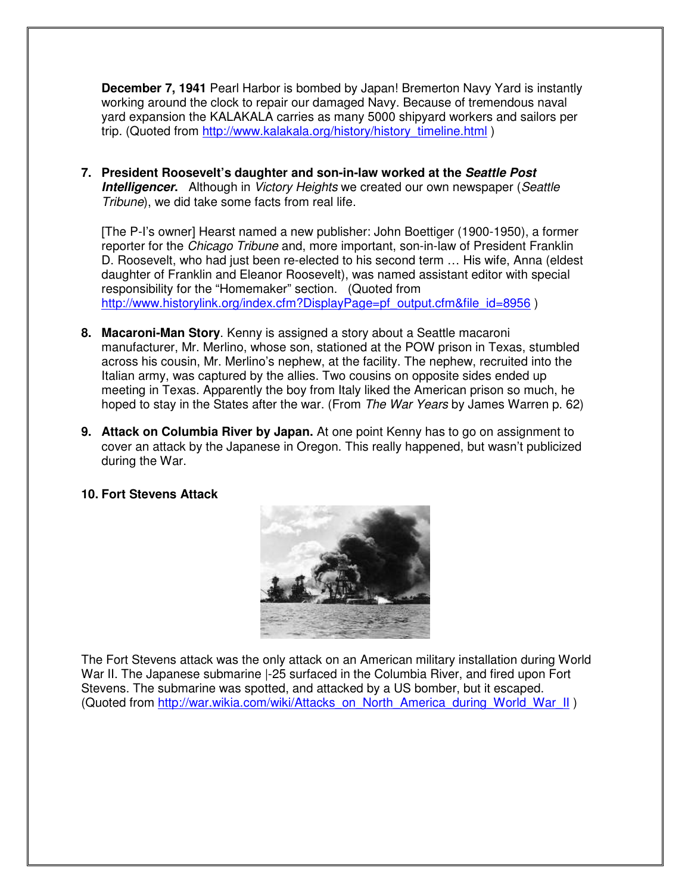**December 7, 1941** Pearl Harbor is bombed by Japan! Bremerton Navy Yard is instantly working around the clock to repair our damaged Navy. Because of tremendous naval yard expansion the KALAKALA carries as many 5000 shipyard workers and sailors per trip. (Quoted from http://www.kalakala.org/history/history_timeline.html )

7. **President Roosevelt's daughter and son-in-law worked at the *Seattle Post Intelligencer*.** Although in *Victory Heights* we created our own newspaper (*Seattle Tribune*), we did take some facts from real life.

   [The P-I's owner] Hearst named a new publisher: John Boettiger (1900-1950), a former reporter for the *Chicago Tribune* and, more important, son-in-law of President Franklin D. Roosevelt, who had just been re-elected to his second term … His wife, Anna (eldest daughter of Franklin and Eleanor Roosevelt), was named assistant editor with special responsibility for the "Homemaker" section. (Quoted from http://www.historylink.org/index.cfm?DisplayPage=pf_output.cfm&file_id=8956 )

8. **Macaroni-Man Story**. Kenny is assigned a story about a Seattle macaroni manufacturer, Mr. Merlino, whose son, stationed at the POW prison in Texas, stumbled across his cousin, Mr. Merlino's nephew, at the facility. The nephew, recruited into the Italian army, was captured by the allies. Two cousins on opposite sides ended up meeting in Texas. Apparently the boy from Italy liked the American prison so much, he hoped to stay in the States after the war. (From *The War Years* by James Warren p. 62)

9. **Attack on Columbia River by Japan.** At one point Kenny has to go on assignment to cover an attack by the Japanese in Oregon. This really happened, but wasn't publicized during the War.

10. **Fort Stevens Attack**

The Fort Stevens attack was the only attack on an American military installation during World War II. The Japanese submarine |-25 surfaced in the Columbia River, and fired upon Fort Stevens. The submarine was spotted, and attacked by a US bomber, but it escaped. (Quoted from http://war.wikia.com/wiki/Attacks_on_North_America_during_World_War_II )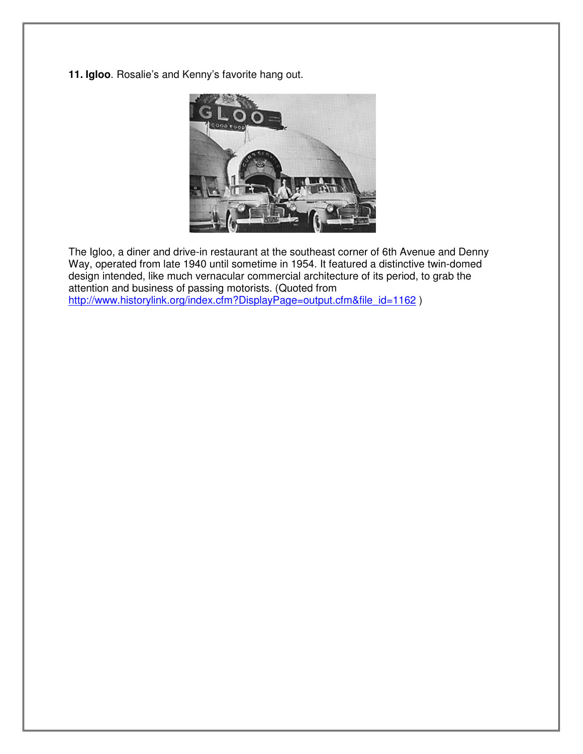**11. Igloo**. Rosalie's and Kenny's favorite hang out.

The Igloo, a diner and drive-in restaurant at the southeast corner of 6th Avenue and Denny Way, operated from late 1940 until sometime in 1954. It featured a distinctive twin-domed design intended, like much vernacular commercial architecture of its period, to grab the attention and business of passing motorists. (Quoted from http://www.historylink.org/index.cfm?DisplayPage=output.cfm&file_id=1162 )